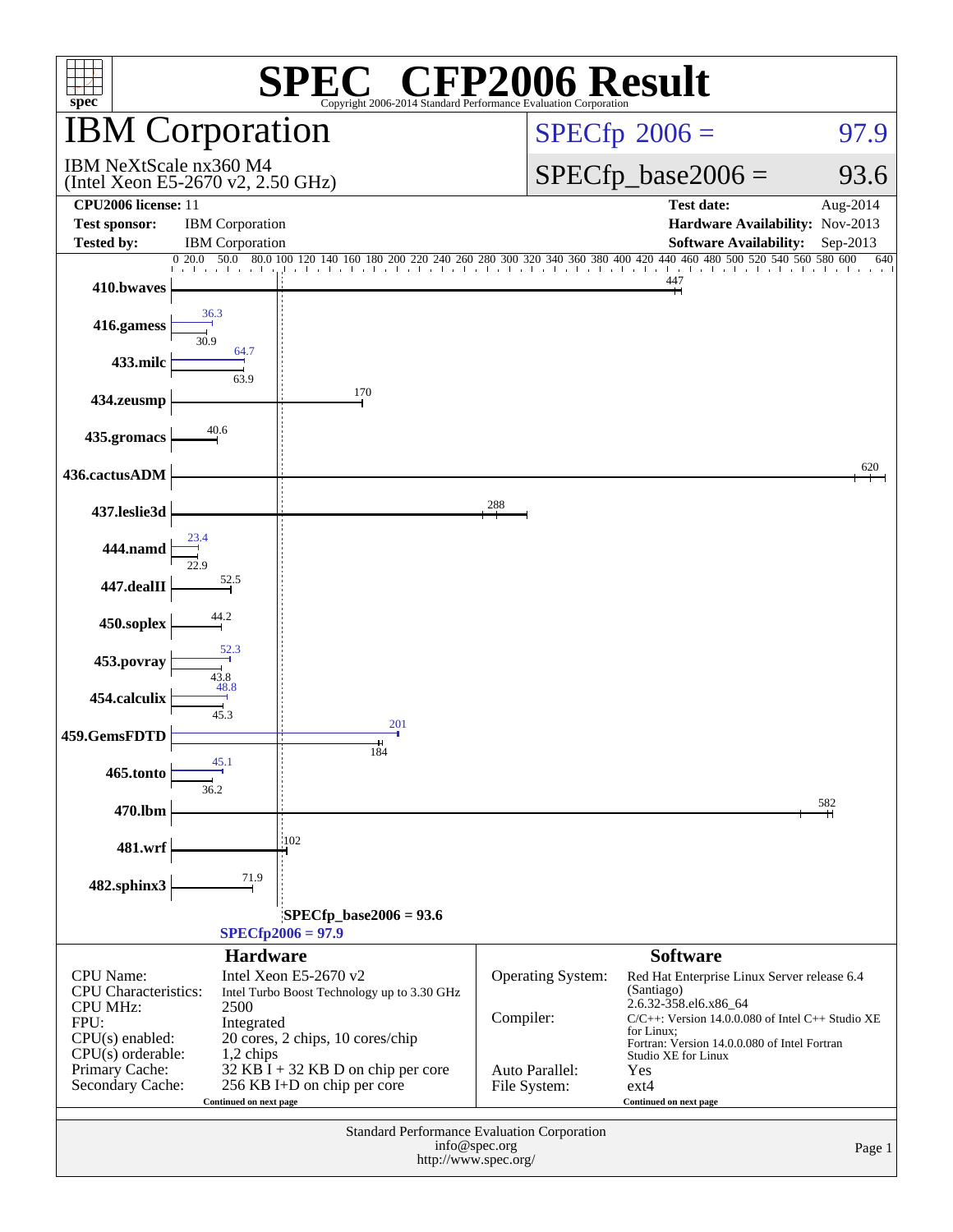# SPEC® CFP2006 Result

Copyright 2006-2014 Standard Performance Evaluation Corporation

## IBM Corporation

IBM NeXtScale nx360 M4
(Intel Xeon E5-2670 v2, 2.50 GHz)

SPECfp 2006 = 97.9

SPECfp_base2006 = 93.6

**CPU2006 license:** 11 | **Test date:** Aug-2014
**Test sponsor:** IBM Corporation | **Hardware Availability:** Nov-2013
**Tested by:** IBM Corporation | **Software Availability:** Sep-2013

| Benchmark | Peak | Base |
|---|---|---|
| 410.bwaves | | 447 |
| 416.gamess | 36.3 | 30.9 |
| 433.milc | 64.7 | 63.9 |
| 434.zeusmp | | 170 |
| 435.gromacs | | 40.6 |
| 436.cactusADM | | 620 |
| 437.leslie3d | | 288 |
| 444.namd | 23.4 | 22.9 |
| 447.dealII | | 52.5 |
| 450.soplex | | 44.2 |
| 453.povray | 52.3 | 43.8 |
| 454.calculix | 48.8 | 45.3 |
| 459.GemsFDTD | 201 | 184 |
| 465.tonto | 45.1 | 36.2 |
| 470.lbm | | 582 |
| 481.wrf | | 102 |
| 482.sphinx3 | | 71.9 |

SPECfp_base2006 = 93.6

SPECfp2006 = 97.9

### Hardware

| | |
|---|---|
| CPU Name: | Intel Xeon E5-2670 v2 |
| CPU Characteristics: | Intel Turbo Boost Technology up to 3.30 GHz |
| CPU MHz: | 2500 |
| FPU: | Integrated |
| CPU(s) enabled: | 20 cores, 2 chips, 10 cores/chip |
| CPU(s) orderable: | 1,2 chips |
| Primary Cache: | 32 KB I + 32 KB D on chip per core |
| Secondary Cache: | 256 KB I+D on chip per core |

Continued on next page

### Software

| | |
|---|---|
| Operating System: | Red Hat Enterprise Linux Server release 6.4 (Santiago) 2.6.32-358.el6.x86_64 |
| Compiler: | C/C++: Version 14.0.0.080 of Intel C++ Studio XE for Linux; Fortran: Version 14.0.0.080 of Intel Fortran Studio XE for Linux |
| Auto Parallel: | Yes |
| File System: | ext4 |

Continued on next page

Standard Performance Evaluation Corporation
info@spec.org
http://www.spec.org/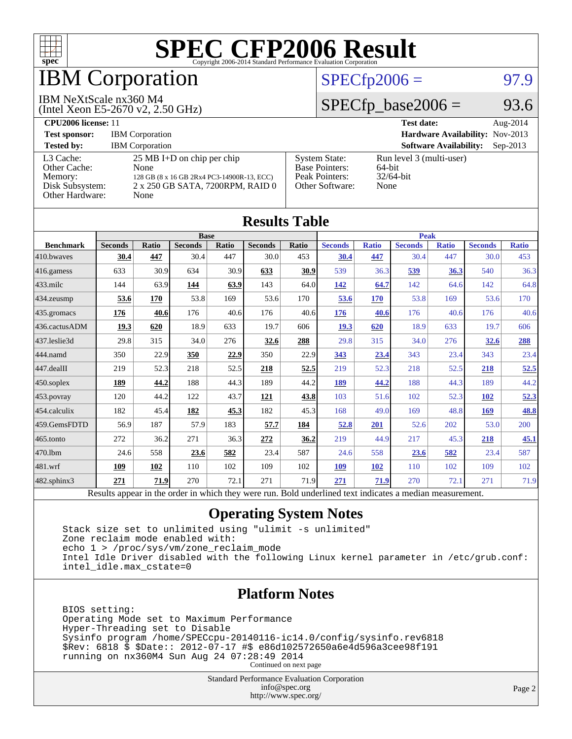# SPEC CFP2006 Result

Copyright 2006-2014 Standard Performance Evaluation Corporation

## IBM Corporation

IBM NeXtScale nx360 M4
(Intel Xeon E5-2670 v2, 2.50 GHz)

SPECfp2006 = 97.9

SPECfp_base2006 = 93.6

**CPU2006 license:** 11
**Test sponsor:** IBM Corporation
**Tested by:** IBM Corporation

**Test date:** Aug-2014
**Hardware Availability:** Nov-2013
**Software Availability:** Sep-2013

| | |
|---|---|
| L3 Cache: | 25 MB I+D on chip per chip |
| Other Cache: | None |
| Memory: | 128 GB (8 x 16 GB 2Rx4 PC3-14900R-13, ECC) |
| Disk Subsystem: | 2 x 250 GB SATA, 7200RPM, RAID 0 |
| Other Hardware: | None |

| | |
|---|---|
| System State: | Run level 3 (multi-user) |
| Base Pointers: | 64-bit |
| Peak Pointers: | 32/64-bit |
| Other Software: | None |

## Results Table

| Benchmark | Base | | | | | | Peak | | | | | |
|---|---|---|---|---|---|---|---|---|---|---|---|---|
| | Seconds | Ratio | Seconds | Ratio | Seconds | Ratio | Seconds | Ratio | Seconds | Ratio | Seconds | Ratio |
| 410.bwaves | **30.4** | **447** | 30.4 | 447 | 30.0 | 453 | **30.4** | **447** | 30.4 | 447 | 30.0 | 453 |
| 416.gamess | 633 | 30.9 | 634 | 30.9 | **633** | **30.9** | 539 | 36.3 | **539** | **36.3** | 540 | 36.3 |
| 433.milc | 144 | 63.9 | **144** | **63.9** | 143 | 64.0 | **142** | **64.7** | 142 | 64.6 | 142 | 64.8 |
| 434.zeusmp | **53.6** | **170** | 53.8 | 169 | 53.6 | 170 | **53.6** | **170** | 53.8 | 169 | 53.6 | 170 |
| 435.gromacs | **176** | **40.6** | 176 | 40.6 | 176 | 40.6 | **176** | **40.6** | 176 | 40.6 | 176 | 40.6 |
| 436.cactusADM | **19.3** | **620** | 18.9 | 633 | 19.7 | 606 | **19.3** | **620** | 18.9 | 633 | 19.7 | 606 |
| 437.leslie3d | 29.8 | 315 | 34.0 | 276 | **32.6** | **288** | 29.8 | 315 | 34.0 | 276 | **32.6** | **288** |
| 444.namd | 350 | 22.9 | **350** | **22.9** | 350 | 22.9 | **343** | **23.4** | 343 | 23.4 | 343 | 23.4 |
| 447.dealII | 219 | 52.3 | 218 | 52.5 | **218** | **52.5** | 219 | 52.3 | 218 | 52.5 | **218** | **52.5** |
| 450.soplex | **189** | **44.2** | 188 | 44.3 | 189 | 44.2 | **189** | **44.2** | 188 | 44.3 | 189 | 44.2 |
| 453.povray | 120 | 44.2 | 122 | 43.7 | **121** | **43.8** | 103 | 51.6 | 102 | 52.3 | **102** | **52.3** |
| 454.calculix | 182 | 45.4 | **182** | **45.3** | 182 | 45.3 | 168 | 49.0 | 169 | 48.8 | **169** | **48.8** |
| 459.GemsFDTD | 56.9 | 187 | 57.9 | 183 | **57.7** | **184** | **52.8** | **201** | 52.6 | 202 | 53.0 | 200 |
| 465.tonto | 272 | 36.2 | 271 | 36.3 | **272** | **36.2** | 219 | 44.9 | 217 | 45.3 | **218** | **45.1** |
| 470.lbm | 24.6 | 558 | **23.6** | **582** | 23.4 | 587 | 24.6 | 558 | **23.6** | **582** | 23.4 | 587 |
| 481.wrf | **109** | **102** | 110 | 102 | 109 | 102 | **109** | **102** | 110 | 102 | 109 | 102 |
| 482.sphinx3 | **271** | **71.9** | 270 | 72.1 | 271 | 71.9 | **271** | **71.9** | 270 | 72.1 | 271 | 71.9 |

Results appear in the order in which they were run. Bold underlined text indicates a median measurement.

## Operating System Notes

```
Stack size set to unlimited using "ulimit -s unlimited"
Zone reclaim mode enabled with:
echo 1 > /proc/sys/vm/zone_reclaim_mode
Intel Idle Driver disabled with the following Linux kernel parameter in /etc/grub.conf:
intel_idle.max_cstate=0
```

## Platform Notes

```
BIOS setting:
Operating Mode set to Maximum Performance
Hyper-Threading set to Disable
Sysinfo program /home/SPECcpu-20140116-ic14.0/config/sysinfo.rev6818
$Rev: 6818 $ $Date:: 2012-07-17 #$ e86d102572650a6e4d596a3cee98f191
running on nx360M4 Sun Aug 24 07:28:49 2014
```

Continued on next page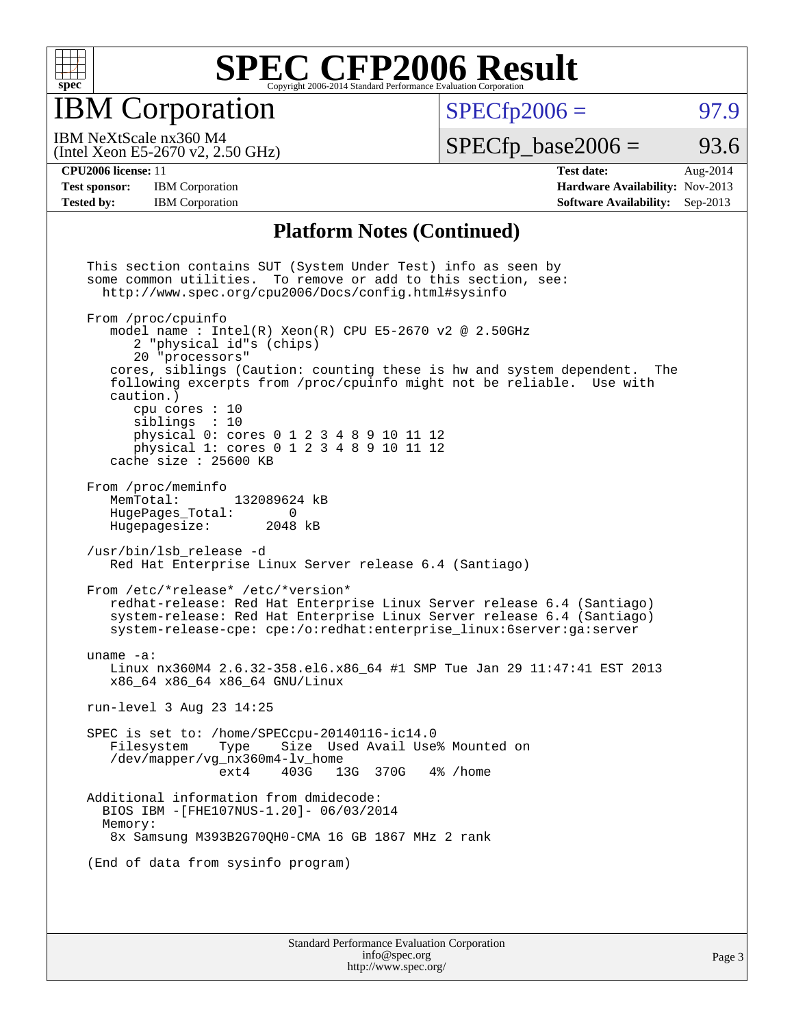# SPEC CFP2006 Result

Copyright 2006-2014 Standard Performance Evaluation Corporation

## IBM Corporation

IBM NeXtScale nx360 M4
(Intel Xeon E5-2670 v2, 2.50 GHz)

SPECfp2006 = 97.9

SPECfp_base2006 = 93.6

| | | | |
|---|---|---|---|
| **CPU2006 license:** 11 | | **Test date:** | Aug-2014 |
| **Test sponsor:** | IBM Corporation | **Hardware Availability:** | Nov-2013 |
| **Tested by:** | IBM Corporation | **Software Availability:** | Sep-2013 |

### Platform Notes (Continued)

```
This section contains SUT (System Under Test) info as seen by
some common utilities.  To remove or add to this section, see:
  http://www.spec.org/cpu2006/Docs/config.html#sysinfo

From /proc/cpuinfo
   model name : Intel(R) Xeon(R) CPU E5-2670 v2 @ 2.50GHz
      2 "physical id"s (chips)
      20 "processors"
   cores, siblings (Caution: counting these is hw and system dependent.  The
   following excerpts from /proc/cpuinfo might not be reliable.  Use with
   caution.)
      cpu cores : 10
      siblings  : 10
      physical 0: cores 0 1 2 3 4 8 9 10 11 12
      physical 1: cores 0 1 2 3 4 8 9 10 11 12
   cache size : 25600 KB

From /proc/meminfo
   MemTotal:       132089624 kB
   HugePages_Total:       0
   Hugepagesize:       2048 kB

/usr/bin/lsb_release -d
   Red Hat Enterprise Linux Server release 6.4 (Santiago)

From /etc/*release* /etc/*version*
   redhat-release: Red Hat Enterprise Linux Server release 6.4 (Santiago)
   system-release: Red Hat Enterprise Linux Server release 6.4 (Santiago)
   system-release-cpe: cpe:/o:redhat:enterprise_linux:6server:ga:server

uname -a:
   Linux nx360M4 2.6.32-358.el6.x86_64 #1 SMP Tue Jan 29 11:47:41 EST 2013
   x86_64 x86_64 x86_64 GNU/Linux

run-level 3 Aug 23 14:25

SPEC is set to: /home/SPECcpu-20140116-ic14.0
   Filesystem    Type    Size  Used Avail Use% Mounted on
   /dev/mapper/vg_nx360m4-lv_home
                 ext4    403G   13G  370G   4% /home

Additional information from dmidecode:
  BIOS IBM -[FHE107NUS-1.20]- 06/03/2014
  Memory:
   8x Samsung M393B2G70QH0-CMA 16 GB 1867 MHz 2 rank

(End of data from sysinfo program)
```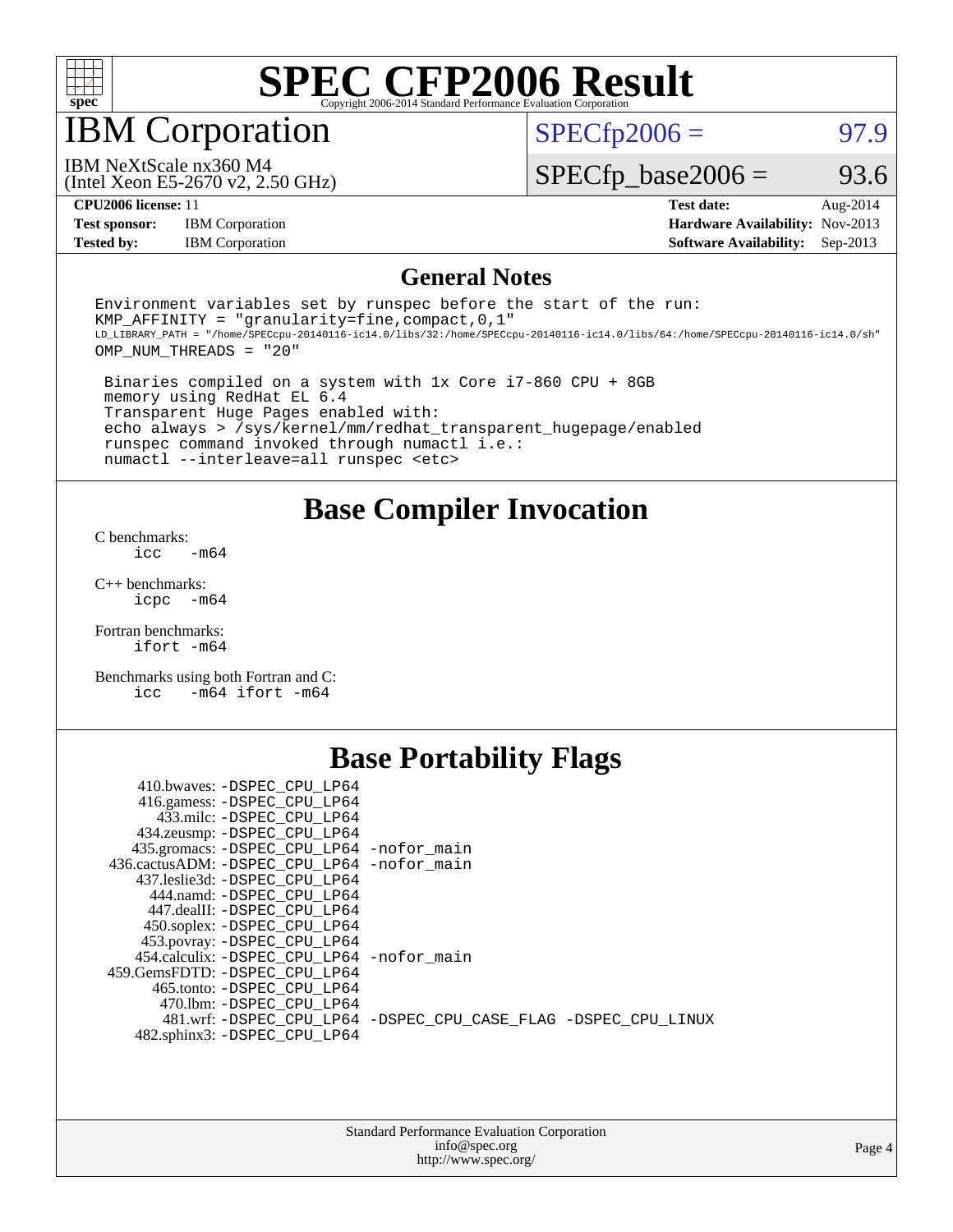# SPEC CFP2006 Result

Copyright 2006-2014 Standard Performance Evaluation Corporation

## IBM Corporation

IBM NeXtScale nx360 M4
(Intel Xeon E5-2670 v2, 2.50 GHz)

SPECfp2006 = 97.9

SPECfp_base2006 = 93.6

| | | | |
|---|---|---|---|
| **CPU2006 license:** 11 | | **Test date:** | Aug-2014 |
| **Test sponsor:** | IBM Corporation | **Hardware Availability:** | Nov-2013 |
| **Tested by:** | IBM Corporation | **Software Availability:** | Sep-2013 |

## General Notes

```
Environment variables set by runspec before the start of the run:
KMP_AFFINITY = "granularity=fine,compact,0,1"
LD_LIBRARY_PATH = "/home/SPECcpu-20140116-ic14.0/libs/32:/home/SPECcpu-20140116-ic14.0/libs/64:/home/SPECcpu-20140116-ic14.0/sh"
OMP_NUM_THREADS = "20"

 Binaries compiled on a system with 1x Core i7-860 CPU + 8GB
 memory using RedHat EL 6.4
 Transparent Huge Pages enabled with:
 echo always > /sys/kernel/mm/redhat_transparent_hugepage/enabled
 runspec command invoked through numactl i.e.:
 numactl --interleave=all runspec <etc>
```

## Base Compiler Invocation

C benchmarks:
```
icc   -m64
```

C++ benchmarks:
```
icpc  -m64
```

Fortran benchmarks:
```
ifort -m64
```

Benchmarks using both Fortran and C:
```
icc   -m64 ifort -m64
```

## Base Portability Flags

```
     410.bwaves: -DSPEC_CPU_LP64
     416.gamess: -DSPEC_CPU_LP64
       433.milc: -DSPEC_CPU_LP64
     434.zeusmp: -DSPEC_CPU_LP64
    435.gromacs: -DSPEC_CPU_LP64 -nofor_main
 436.cactusADM: -DSPEC_CPU_LP64 -nofor_main
   437.leslie3d: -DSPEC_CPU_LP64
      444.namd: -DSPEC_CPU_LP64
     447.dealII: -DSPEC_CPU_LP64
     450.soplex: -DSPEC_CPU_LP64
     453.povray: -DSPEC_CPU_LP64
   454.calculix: -DSPEC_CPU_LP64 -nofor_main
  459.GemsFDTD: -DSPEC_CPU_LP64
      465.tonto: -DSPEC_CPU_LP64
        470.lbm: -DSPEC_CPU_LP64
        481.wrf: -DSPEC_CPU_LP64 -DSPEC_CPU_CASE_FLAG -DSPEC_CPU_LINUX
    482.sphinx3: -DSPEC_CPU_LP64
```

Standard Performance Evaluation Corporation
info@spec.org
http://www.spec.org/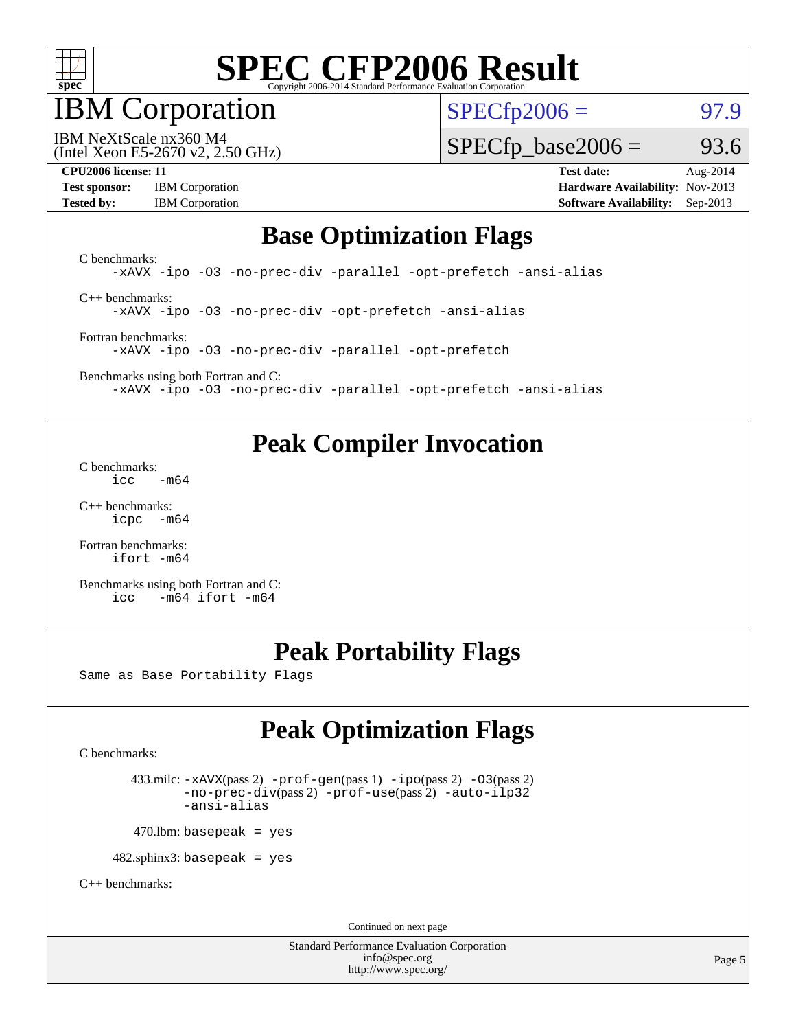# SPEC CFP2006 Result

Copyright 2006-2014 Standard Performance Evaluation Corporation

## IBM Corporation

IBM NeXtScale nx360 M4
(Intel Xeon E5-2670 v2, 2.50 GHz)

SPECfp2006 = 97.9

SPECfp_base2006 = 93.6

**CPU2006 license:** 11
**Test sponsor:** IBM Corporation
**Tested by:** IBM Corporation

**Test date:** Aug-2014
**Hardware Availability:** Nov-2013
**Software Availability:** Sep-2013

## Base Optimization Flags

C benchmarks:
```
-xAVX -ipo -O3 -no-prec-div -parallel -opt-prefetch -ansi-alias
```

C++ benchmarks:
```
-xAVX -ipo -O3 -no-prec-div -opt-prefetch -ansi-alias
```

Fortran benchmarks:
```
-xAVX -ipo -O3 -no-prec-div -parallel -opt-prefetch
```

Benchmarks using both Fortran and C:
```
-xAVX -ipo -O3 -no-prec-div -parallel -opt-prefetch -ansi-alias
```

## Peak Compiler Invocation

C benchmarks:
```
icc   -m64
```

C++ benchmarks:
```
icpc  -m64
```

Fortran benchmarks:
```
ifort -m64
```

Benchmarks using both Fortran and C:
```
icc   -m64 ifort -m64
```

## Peak Portability Flags

Same as Base Portability Flags

## Peak Optimization Flags

C benchmarks:

433.milc: -xAVX(pass 2) -prof-gen(pass 1) -ipo(pass 2) -O3(pass 2) -no-prec-div(pass 2) -prof-use(pass 2) -auto-ilp32 -ansi-alias

470.lbm: basepeak = yes

482.sphinx3: basepeak = yes

C++ benchmarks:

Continued on next page

Standard Performance Evaluation Corporation
info@spec.org
http://www.spec.org/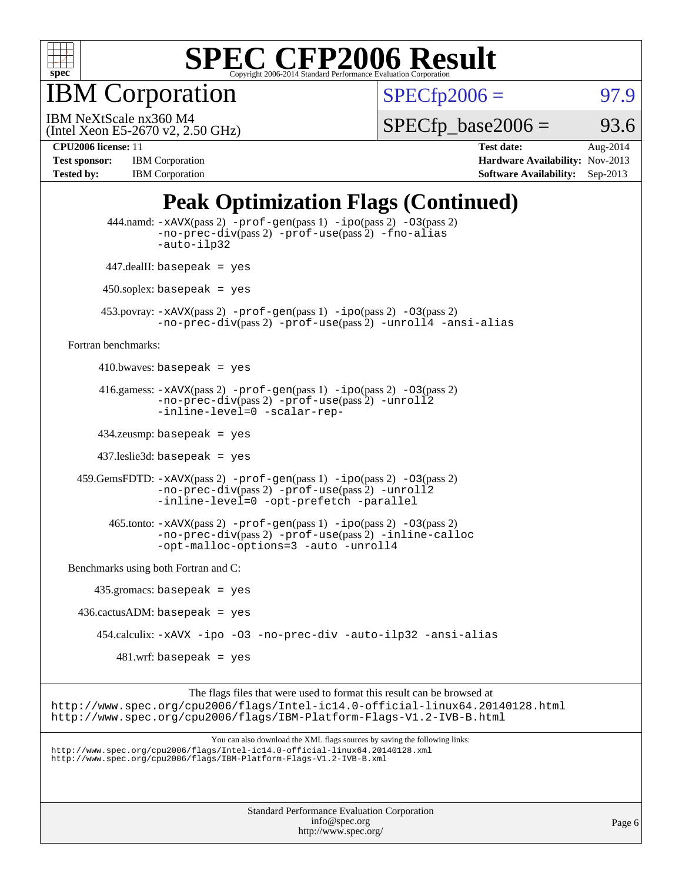# SPEC CFP2006 Result

Copyright 2006-2014 Standard Performance Evaluation Corporation

## IBM Corporation

IBM NeXtScale nx360 M4
(Intel Xeon E5-2670 v2, 2.50 GHz)

SPECfp2006 = 97.9

SPECfp_base2006 = 93.6

| | | | |
|---|---|---|---|
| **CPU2006 license:** 11 | | **Test date:** | Aug-2014 |
| **Test sponsor:** | IBM Corporation | **Hardware Availability:** | Nov-2013 |
| **Tested by:** | IBM Corporation | **Software Availability:** | Sep-2013 |

## Peak Optimization Flags (Continued)

444.namd: `-xAVX`(pass 2) `-prof-gen`(pass 1) `-ipo`(pass 2) `-O3`(pass 2) `-no-prec-div`(pass 2) `-prof-use`(pass 2) `-fno-alias` `-auto-ilp32`

447.dealII: `basepeak = yes`

450.soplex: `basepeak = yes`

453.povray: `-xAVX`(pass 2) `-prof-gen`(pass 1) `-ipo`(pass 2) `-O3`(pass 2) `-no-prec-div`(pass 2) `-prof-use`(pass 2) `-unroll4` `-ansi-alias`

Fortran benchmarks:

410.bwaves: `basepeak = yes`

416.gamess: `-xAVX`(pass 2) `-prof-gen`(pass 1) `-ipo`(pass 2) `-O3`(pass 2) `-no-prec-div`(pass 2) `-prof-use`(pass 2) `-unroll2` `-inline-level=0` `-scalar-rep-`

434.zeusmp: `basepeak = yes`

437.leslie3d: `basepeak = yes`

459.GemsFDTD: `-xAVX`(pass 2) `-prof-gen`(pass 1) `-ipo`(pass 2) `-O3`(pass 2) `-no-prec-div`(pass 2) `-prof-use`(pass 2) `-unroll2` `-inline-level=0` `-opt-prefetch` `-parallel`

465.tonto: `-xAVX`(pass 2) `-prof-gen`(pass 1) `-ipo`(pass 2) `-O3`(pass 2) `-no-prec-div`(pass 2) `-prof-use`(pass 2) `-inline-calloc` `-opt-malloc-options=3` `-auto` `-unroll4`

Benchmarks using both Fortran and C:

435.gromacs: `basepeak = yes`

436.cactusADM: `basepeak = yes`

454.calculix: `-xAVX -ipo -O3 -no-prec-div -auto-ilp32 -ansi-alias`

481.wrf: `basepeak = yes`

The flags files that were used to format this result can be browsed at
http://www.spec.org/cpu2006/flags/Intel-ic14.0-official-linux64.20140128.html
http://www.spec.org/cpu2006/flags/IBM-Platform-Flags-V1.2-IVB-B.html

You can also download the XML flags sources by saving the following links:
http://www.spec.org/cpu2006/flags/Intel-ic14.0-official-linux64.20140128.xml
http://www.spec.org/cpu2006/flags/IBM-Platform-Flags-V1.2-IVB-B.xml

Standard Performance Evaluation Corporation
info@spec.org
http://www.spec.org/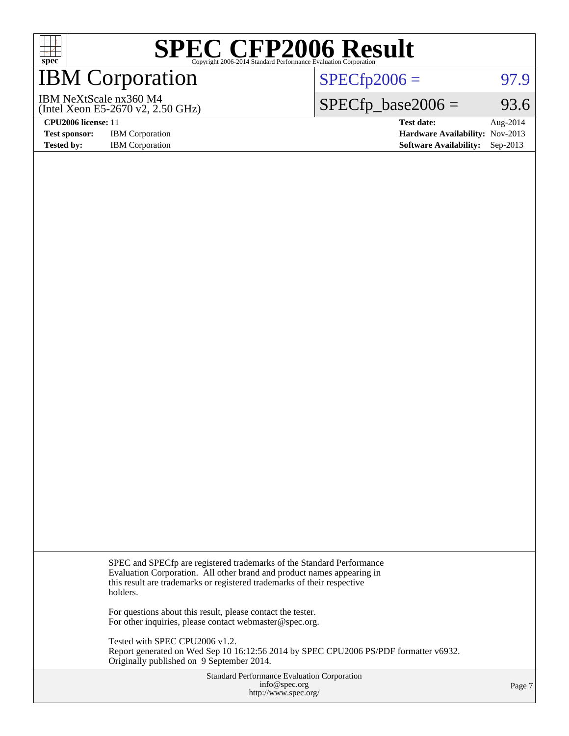# SPEC CFP2006 Result

Copyright 2006-2014 Standard Performance Evaluation Corporation

## IBM Corporation

IBM NeXtScale nx360 M4
(Intel Xeon E5-2670 v2, 2.50 GHz)

SPECfp2006 = 97.9

SPECfp_base2006 = 93.6

| | | | |
|---|---|---|---|
| **CPU2006 license:** | 11 | **Test date:** | Aug-2014 |
| **Test sponsor:** | IBM Corporation | **Hardware Availability:** | Nov-2013 |
| **Tested by:** | IBM Corporation | **Software Availability:** | Sep-2013 |

SPEC and SPECfp are registered trademarks of the Standard Performance Evaluation Corporation. All other brand and product names appearing in this result are trademarks or registered trademarks of their respective holders.

For questions about this result, please contact the tester.
For other inquiries, please contact webmaster@spec.org.

Tested with SPEC CPU2006 v1.2.
Report generated on Wed Sep 10 16:12:56 2014 by SPEC CPU2006 PS/PDF formatter v6932.
Originally published on 9 September 2014.

Standard Performance Evaluation Corporation
info@spec.org
http://www.spec.org/